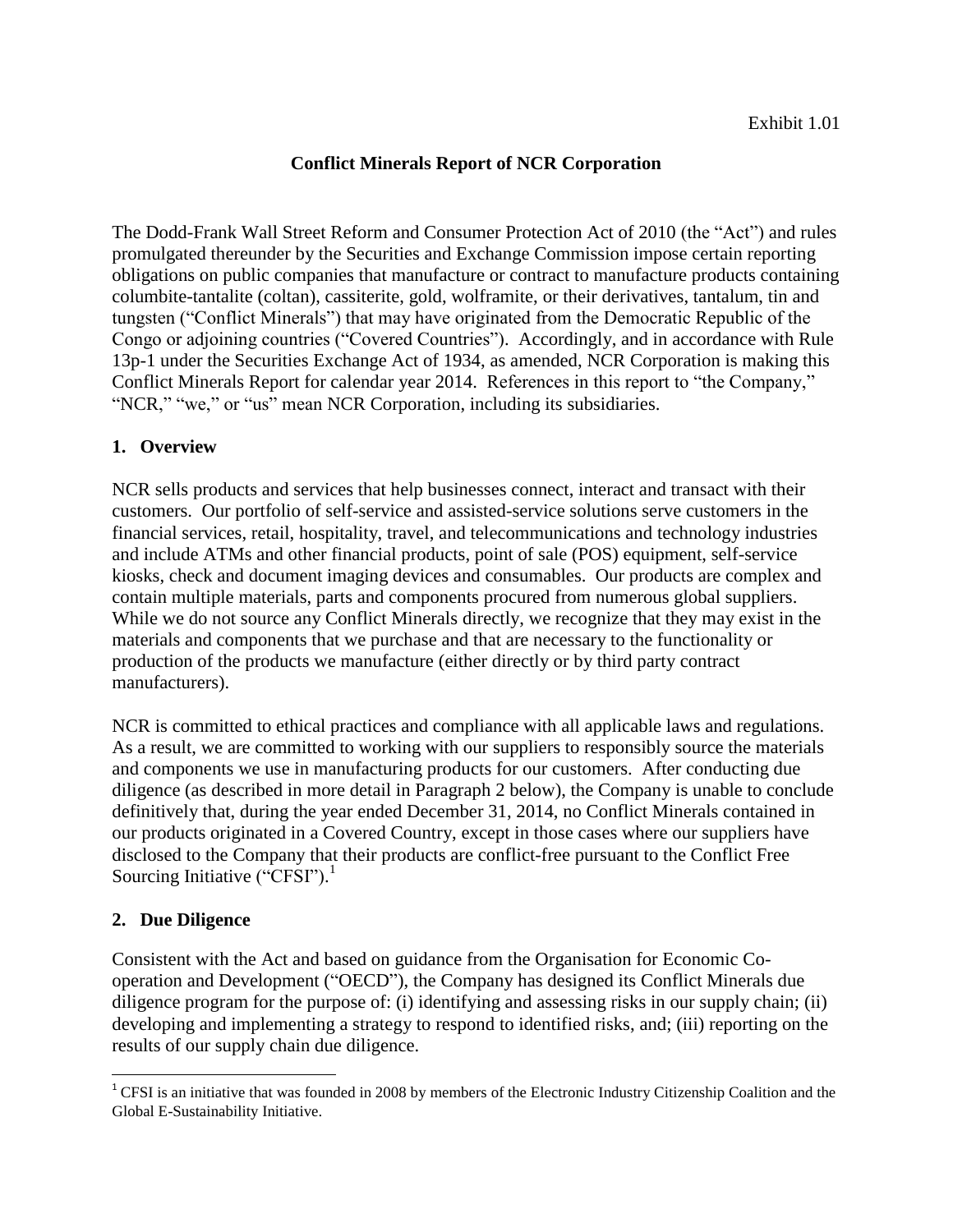Exhibit 1.01

# Conflict Minerals Report of NCR Corporation

The Dodd-Frank Wall Street Reform and Consumer Protection Act of 2010 (the "Act") and rules promulgated thereunder by the Securities and Exchange Commission impose certain reporting obligations on public companies that manufacture or contract to manufacture products containing columbite-tantalite (coltan), cassiterite, gold, wolframite, or their derivatives, tantalum, tin and tungsten ("Conflict Minerals") that may have originated from the Democratic Republic of the Congo or adjoining countries ("Covered Countries"). Accordingly, and in accordance with Rule 13p-1 under the Securities Exchange Act of 1934, as amended, NCR Corporation is making this Conflict Minerals Report for calendar year 2014. References in this report to "the Company," "NCR," "we," or "us" mean NCR Corporation, including its subsidiaries.

## 1. Overview

NCR sells products and services that help businesses connect, interact and transact with their customers. Our portfolio of self-service and assisted-service solutions serve customers in the financial services, retail, hospitality, travel, and telecommunications and technology industries and include ATMs and other financial products, point of sale (POS) equipment, self-service kiosks, check and document imaging devices and consumables. Our products are complex and contain multiple materials, parts and components procured from numerous global suppliers. While we do not source any Conflict Minerals directly, we recognize that they may exist in the materials and components that we purchase and that are necessary to the functionality or production of the products we manufacture (either directly or by third party contract manufacturers).

NCR is committed to ethical practices and compliance with all applicable laws and regulations. As a result, we are committed to working with our suppliers to responsibly source the materials and components we use in manufacturing products for our customers. After conducting due diligence (as described in more detail in Paragraph 2 below), the Company is unable to conclude definitively that, during the year ended December 31, 2014, no Conflict Minerals contained in our products originated in a Covered Country, except in those cases where our suppliers have disclosed to the Company that their products are conflict-free pursuant to the Conflict Free Sourcing Initiative ("CFSI").[1]

## 2. Due Diligence

Consistent with the Act and based on guidance from the Organisation for Economic Co-operation and Development ("OECD"), the Company has designed its Conflict Minerals due diligence program for the purpose of: (i) identifying and assessing risks in our supply chain; (ii) developing and implementing a strategy to respond to identified risks, and; (iii) reporting on the results of our supply chain due diligence.

[1] CFSI is an initiative that was founded in 2008 by members of the Electronic Industry Citizenship Coalition and the Global E-Sustainability Initiative.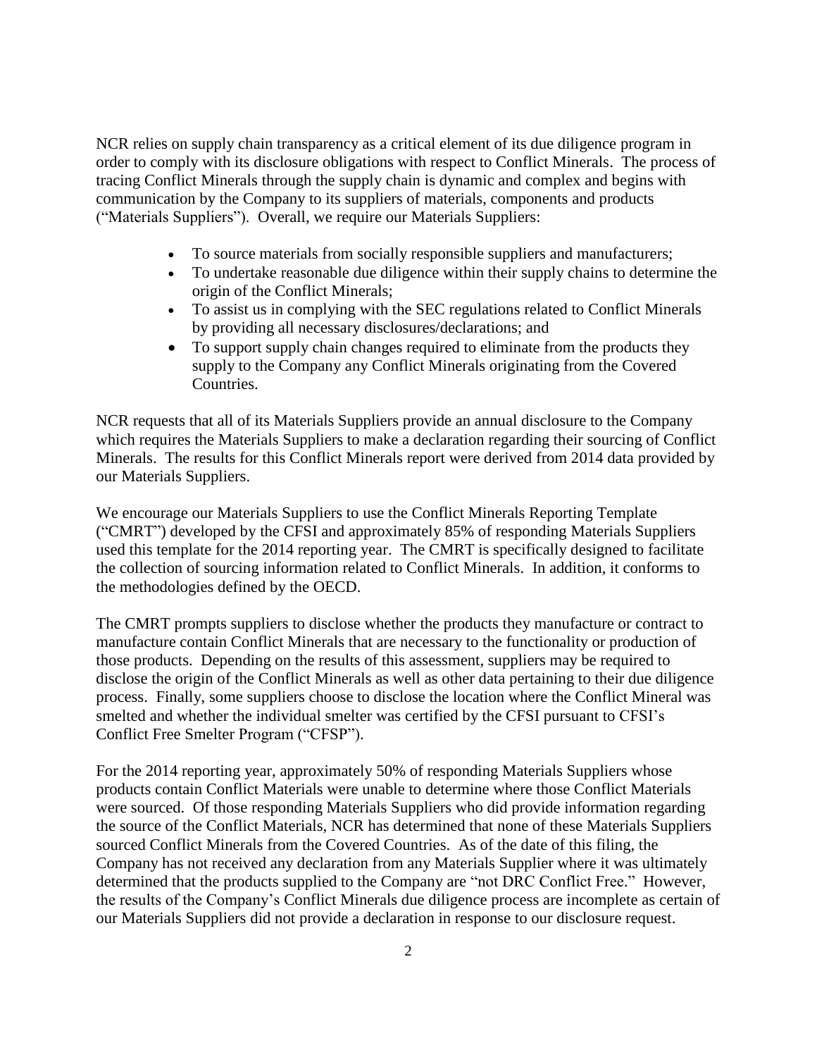NCR relies on supply chain transparency as a critical element of its due diligence program in order to comply with its disclosure obligations with respect to Conflict Minerals. The process of tracing Conflict Minerals through the supply chain is dynamic and complex and begins with communication by the Company to its suppliers of materials, components and products ("Materials Suppliers"). Overall, we require our Materials Suppliers:

- To source materials from socially responsible suppliers and manufacturers;
- To undertake reasonable due diligence within their supply chains to determine the origin of the Conflict Minerals;
- To assist us in complying with the SEC regulations related to Conflict Minerals by providing all necessary disclosures/declarations; and
- To support supply chain changes required to eliminate from the products they supply to the Company any Conflict Minerals originating from the Covered Countries.

NCR requests that all of its Materials Suppliers provide an annual disclosure to the Company which requires the Materials Suppliers to make a declaration regarding their sourcing of Conflict Minerals. The results for this Conflict Minerals report were derived from 2014 data provided by our Materials Suppliers.

We encourage our Materials Suppliers to use the Conflict Minerals Reporting Template ("CMRT") developed by the CFSI and approximately 85% of responding Materials Suppliers used this template for the 2014 reporting year. The CMRT is specifically designed to facilitate the collection of sourcing information related to Conflict Minerals. In addition, it conforms to the methodologies defined by the OECD.

The CMRT prompts suppliers to disclose whether the products they manufacture or contract to manufacture contain Conflict Minerals that are necessary to the functionality or production of those products. Depending on the results of this assessment, suppliers may be required to disclose the origin of the Conflict Minerals as well as other data pertaining to their due diligence process. Finally, some suppliers choose to disclose the location where the Conflict Mineral was smelted and whether the individual smelter was certified by the CFSI pursuant to CFSI's Conflict Free Smelter Program ("CFSP").

For the 2014 reporting year, approximately 50% of responding Materials Suppliers whose products contain Conflict Materials were unable to determine where those Conflict Materials were sourced. Of those responding Materials Suppliers who did provide information regarding the source of the Conflict Materials, NCR has determined that none of these Materials Suppliers sourced Conflict Minerals from the Covered Countries. As of the date of this filing, the Company has not received any declaration from any Materials Supplier where it was ultimately determined that the products supplied to the Company are "not DRC Conflict Free." However, the results of the Company's Conflict Minerals due diligence process are incomplete as certain of our Materials Suppliers did not provide a declaration in response to our disclosure request.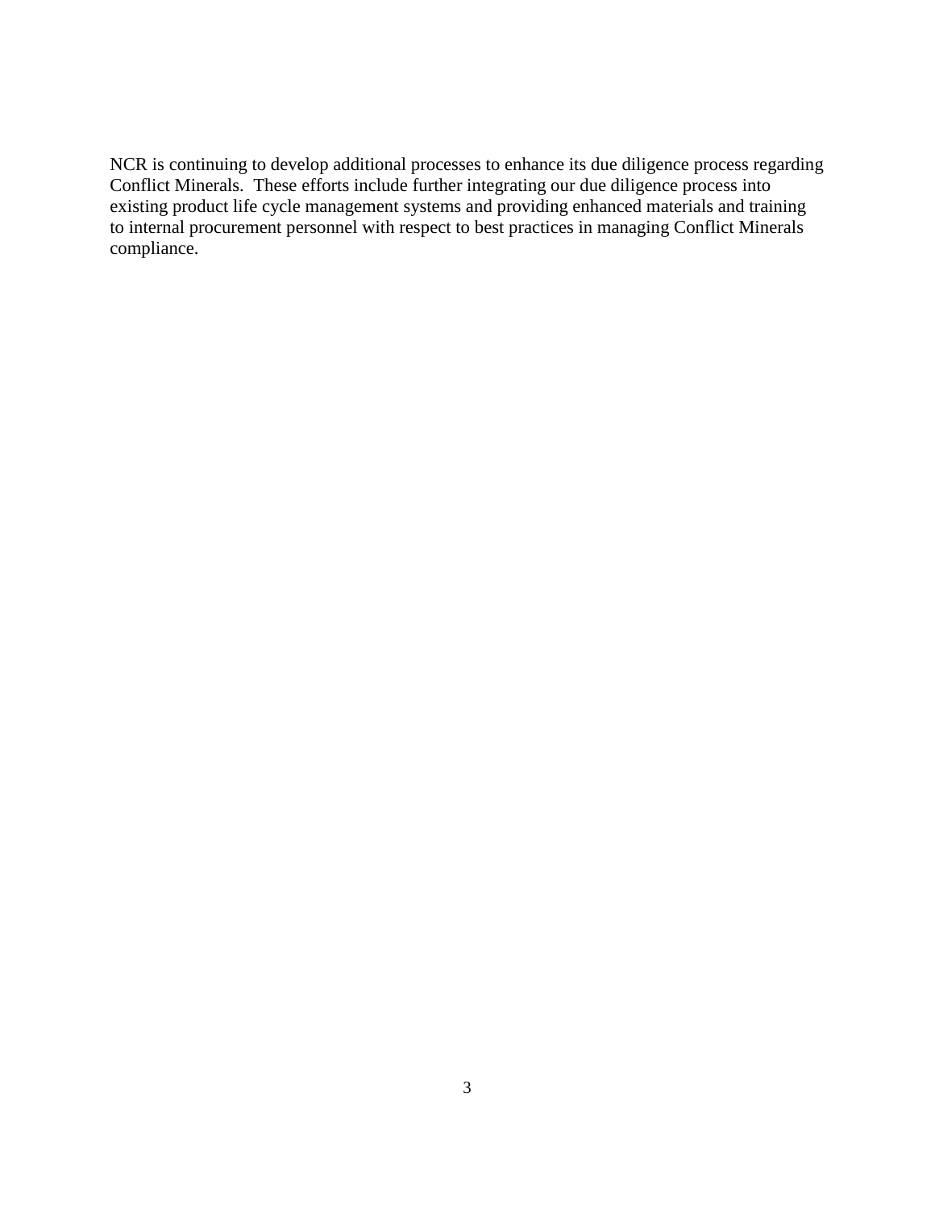NCR is continuing to develop additional processes to enhance its due diligence process regarding Conflict Minerals. These efforts include further integrating our due diligence process into existing product life cycle management systems and providing enhanced materials and training to internal procurement personnel with respect to best practices in managing Conflict Minerals compliance.